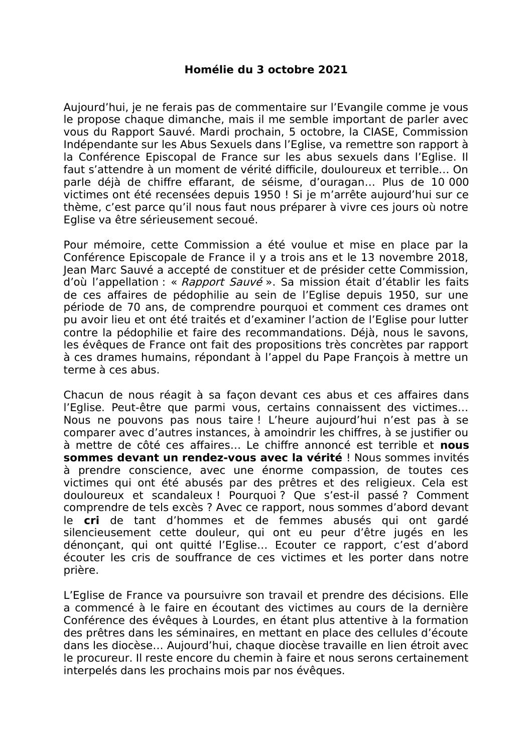**Homélie du 3 octobre 2021**

Aujourd'hui, je ne ferais pas de commentaire sur l'Evangile comme je vous le propose chaque dimanche, mais il me semble important de parler avec vous du Rapport Sauvé. Mardi prochain, 5 octobre, la CIASE, Commission Indépendante sur les Abus Sexuels dans l'Eglise, va remettre son rapport à la Conférence Episcopal de France sur les abus sexuels dans l'Eglise. Il faut s'attendre à un moment de vérité difficile, douloureux et terrible… On parle déjà de chiffre effarant, de séisme, d'ouragan… Plus de 10 000 victimes ont été recensées depuis 1950 ! Si je m'arrête aujourd'hui sur ce thème, c'est parce qu'il nous faut nous préparer à vivre ces jours où notre Eglise va être sérieusement secoué.

Pour mémoire, cette Commission a été voulue et mise en place par la Conférence Episcopale de France il y a trois ans et le 13 novembre 2018, Jean Marc Sauvé a accepté de constituer et de présider cette Commission, d'où l'appellation : « *Rapport Sauvé* ». Sa mission était d'établir les faits de ces affaires de pédophilie au sein de l'Eglise depuis 1950, sur une période de 70 ans, de comprendre pourquoi et comment ces drames ont pu avoir lieu et ont été traités et d'examiner l'action de l'Eglise pour lutter contre la pédophilie et faire des recommandations. Déjà, nous le savons, les évêques de France ont fait des propositions très concrètes par rapport à ces drames humains, répondant à l'appel du Pape François à mettre un terme à ces abus.

Chacun de nous réagit à sa façon devant ces abus et ces affaires dans l'Eglise. Peut-être que parmi vous, certains connaissent des victimes… Nous ne pouvons pas nous taire ! L'heure aujourd'hui n'est pas à se comparer avec d'autres instances, à amoindrir les chiffres, à se justifier ou à mettre de côté ces affaires… Le chiffre annoncé est terrible et **nous sommes devant un rendez-vous avec la vérité** ! Nous sommes invités à prendre conscience, avec une énorme compassion, de toutes ces victimes qui ont été abusés par des prêtres et des religieux. Cela est douloureux et scandaleux ! Pourquoi ? Que s'est-il passé ? Comment comprendre de tels excès ? Avec ce rapport, nous sommes d'abord devant le **cri** de tant d'hommes et de femmes abusés qui ont gardé silencieusement cette douleur, qui ont eu peur d'être jugés en les dénonçant, qui ont quitté l'Eglise… Ecouter ce rapport, c'est d'abord écouter les cris de souffrance de ces victimes et les porter dans notre prière.

L'Eglise de France va poursuivre son travail et prendre des décisions. Elle a commencé à le faire en écoutant des victimes au cours de la dernière Conférence des évêques à Lourdes, en étant plus attentive à la formation des prêtres dans les séminaires, en mettant en place des cellules d'écoute dans les diocèse… Aujourd'hui, chaque diocèse travaille en lien étroit avec le procureur. Il reste encore du chemin à faire et nous serons certainement interpelés dans les prochains mois par nos évêques.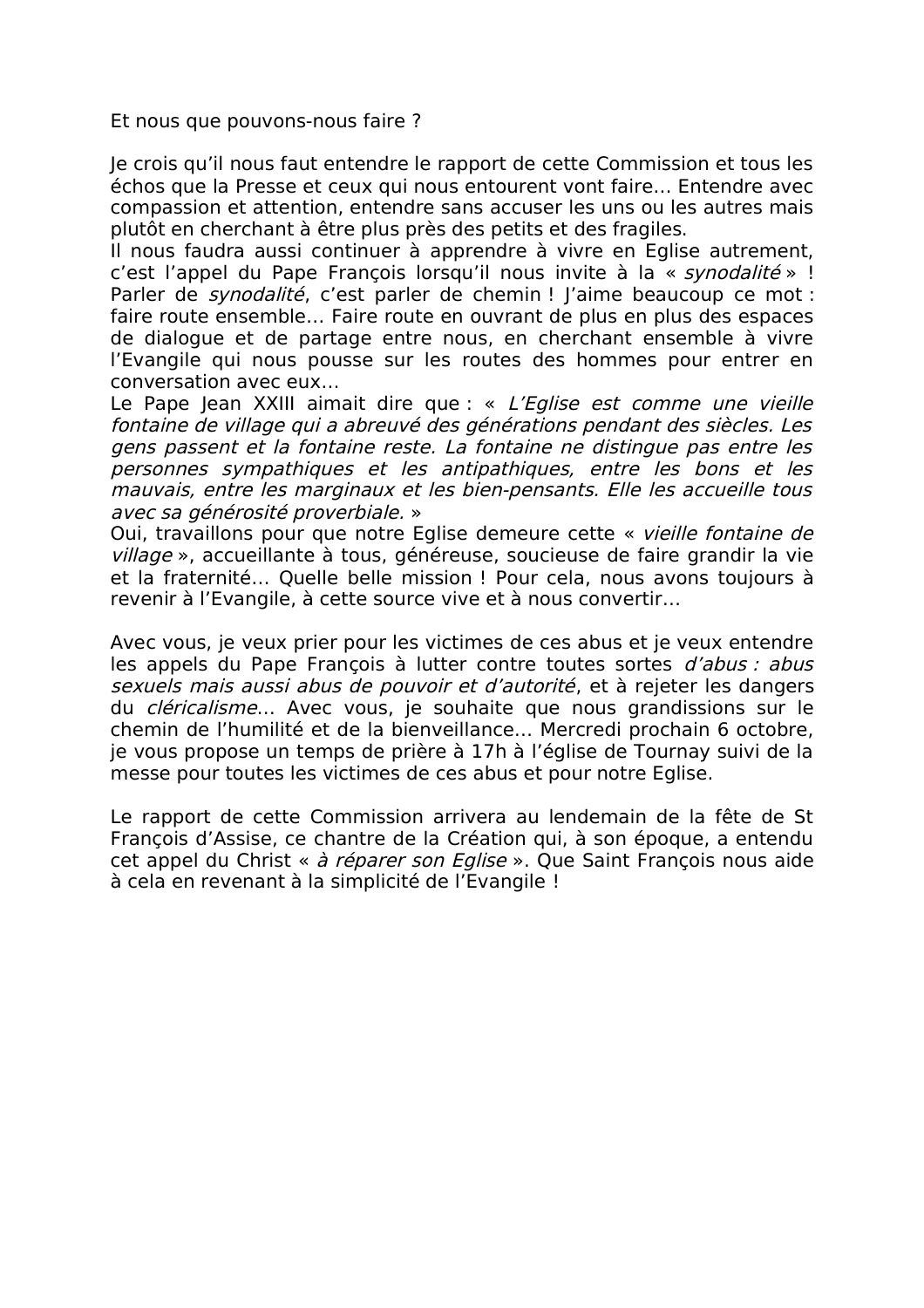Et nous que pouvons-nous faire ?

Je crois qu'il nous faut entendre le rapport de cette Commission et tous les échos que la Presse et ceux qui nous entourent vont faire… Entendre avec compassion et attention, entendre sans accuser les uns ou les autres mais plutôt en cherchant à être plus près des petits et des fragiles.
Il nous faudra aussi continuer à apprendre à vivre en Eglise autrement, c'est l'appel du Pape François lorsqu'il nous invite à la « *synodalité* » ! Parler de *synodalité*, c'est parler de chemin ! J'aime beaucoup ce mot : faire route ensemble… Faire route en ouvrant de plus en plus des espaces de dialogue et de partage entre nous, en cherchant ensemble à vivre l'Evangile qui nous pousse sur les routes des hommes pour entrer en conversation avec eux…
Le Pape Jean XXIII aimait dire que : « *L'Eglise est comme une vieille fontaine de village qui a abreuvé des générations pendant des siècles. Les gens passent et la fontaine reste. La fontaine ne distingue pas entre les personnes sympathiques et les antipathiques, entre les bons et les mauvais, entre les marginaux et les bien-pensants. Elle les accueille tous avec sa générosité proverbiale.* »
Oui, travaillons pour que notre Eglise demeure cette « *vieille fontaine de village* », accueillante à tous, généreuse, soucieuse de faire grandir la vie et la fraternité… Quelle belle mission ! Pour cela, nous avons toujours à revenir à l'Evangile, à cette source vive et à nous convertir…

Avec vous, je veux prier pour les victimes de ces abus et je veux entendre les appels du Pape François à lutter contre toutes sortes *d'abus : abus sexuels mais aussi abus de pouvoir et d'autorité*, et à rejeter les dangers du *cléricalisme*… Avec vous, je souhaite que nous grandissions sur le chemin de l'humilité et de la bienveillance… Mercredi prochain 6 octobre, je vous propose un temps de prière à 17h à l'église de Tournay suivi de la messe pour toutes les victimes de ces abus et pour notre Eglise.

Le rapport de cette Commission arrivera au lendemain de la fête de St François d'Assise, ce chantre de la Création qui, à son époque, a entendu cet appel du Christ « *à réparer son Eglise* ». Que Saint François nous aide à cela en revenant à la simplicité de l'Evangile !